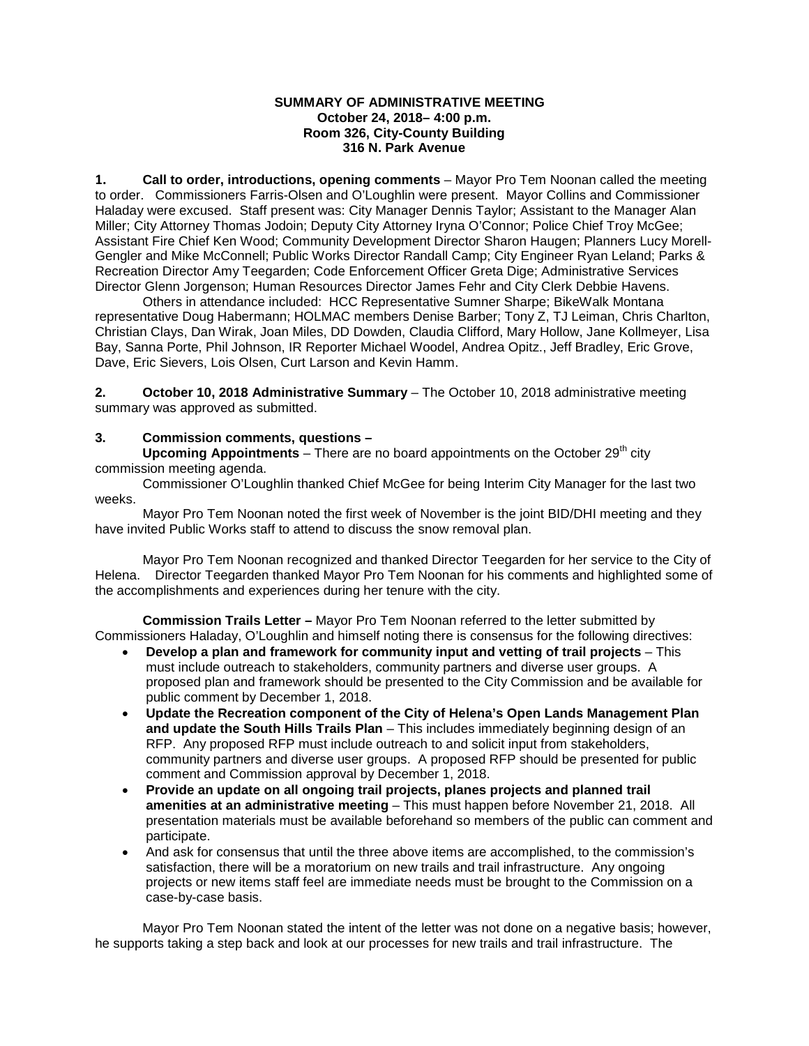**SUMMARY OF ADMINISTRATIVE MEETING**
**October 24, 2018– 4:00 p.m.**
**Room 326, City-County Building**
**316 N. Park Avenue**

**1. Call to order, introductions, opening comments** – Mayor Pro Tem Noonan called the meeting to order. Commissioners Farris-Olsen and O'Loughlin were present. Mayor Collins and Commissioner Haladay were excused. Staff present was: City Manager Dennis Taylor; Assistant to the Manager Alan Miller; City Attorney Thomas Jodoin; Deputy City Attorney Iryna O'Connor; Police Chief Troy McGee; Assistant Fire Chief Ken Wood; Community Development Director Sharon Haugen; Planners Lucy Morell-Gengler and Mike McConnell; Public Works Director Randall Camp; City Engineer Ryan Leland; Parks & Recreation Director Amy Teegarden; Code Enforcement Officer Greta Dige; Administrative Services Director Glenn Jorgenson; Human Resources Director James Fehr and City Clerk Debbie Havens.

Others in attendance included: HCC Representative Sumner Sharpe; BikeWalk Montana representative Doug Habermann; HOLMAC members Denise Barber; Tony Z, TJ Leiman, Chris Charlton, Christian Clays, Dan Wirak, Joan Miles, DD Dowden, Claudia Clifford, Mary Hollow, Jane Kollmeyer, Lisa Bay, Sanna Porte, Phil Johnson, IR Reporter Michael Woodel, Andrea Opitz., Jeff Bradley, Eric Grove, Dave, Eric Sievers, Lois Olsen, Curt Larson and Kevin Hamm.

**2. October 10, 2018 Administrative Summary** – The October 10, 2018 administrative meeting summary was approved as submitted.

**3. Commission comments, questions –**

**Upcoming Appointments** – There are no board appointments on the October 29th city commission meeting agenda.

Commissioner O'Loughlin thanked Chief McGee for being Interim City Manager for the last two weeks.

Mayor Pro Tem Noonan noted the first week of November is the joint BID/DHI meeting and they have invited Public Works staff to attend to discuss the snow removal plan.

Mayor Pro Tem Noonan recognized and thanked Director Teegarden for her service to the City of Helena. Director Teegarden thanked Mayor Pro Tem Noonan for his comments and highlighted some of the accomplishments and experiences during her tenure with the city.

**Commission Trails Letter –** Mayor Pro Tem Noonan referred to the letter submitted by Commissioners Haladay, O'Loughlin and himself noting there is consensus for the following directives:

- **Develop a plan and framework for community input and vetting of trail projects** – This must include outreach to stakeholders, community partners and diverse user groups. A proposed plan and framework should be presented to the City Commission and be available for public comment by December 1, 2018.
- **Update the Recreation component of the City of Helena's Open Lands Management Plan and update the South Hills Trails Plan** – This includes immediately beginning design of an RFP. Any proposed RFP must include outreach to and solicit input from stakeholders, community partners and diverse user groups. A proposed RFP should be presented for public comment and Commission approval by December 1, 2018.
- **Provide an update on all ongoing trail projects, planes projects and planned trail amenities at an administrative meeting** – This must happen before November 21, 2018. All presentation materials must be available beforehand so members of the public can comment and participate.
- And ask for consensus that until the three above items are accomplished, to the commission's satisfaction, there will be a moratorium on new trails and trail infrastructure. Any ongoing projects or new items staff feel are immediate needs must be brought to the Commission on a case-by-case basis.

Mayor Pro Tem Noonan stated the intent of the letter was not done on a negative basis; however, he supports taking a step back and look at our processes for new trails and trail infrastructure. The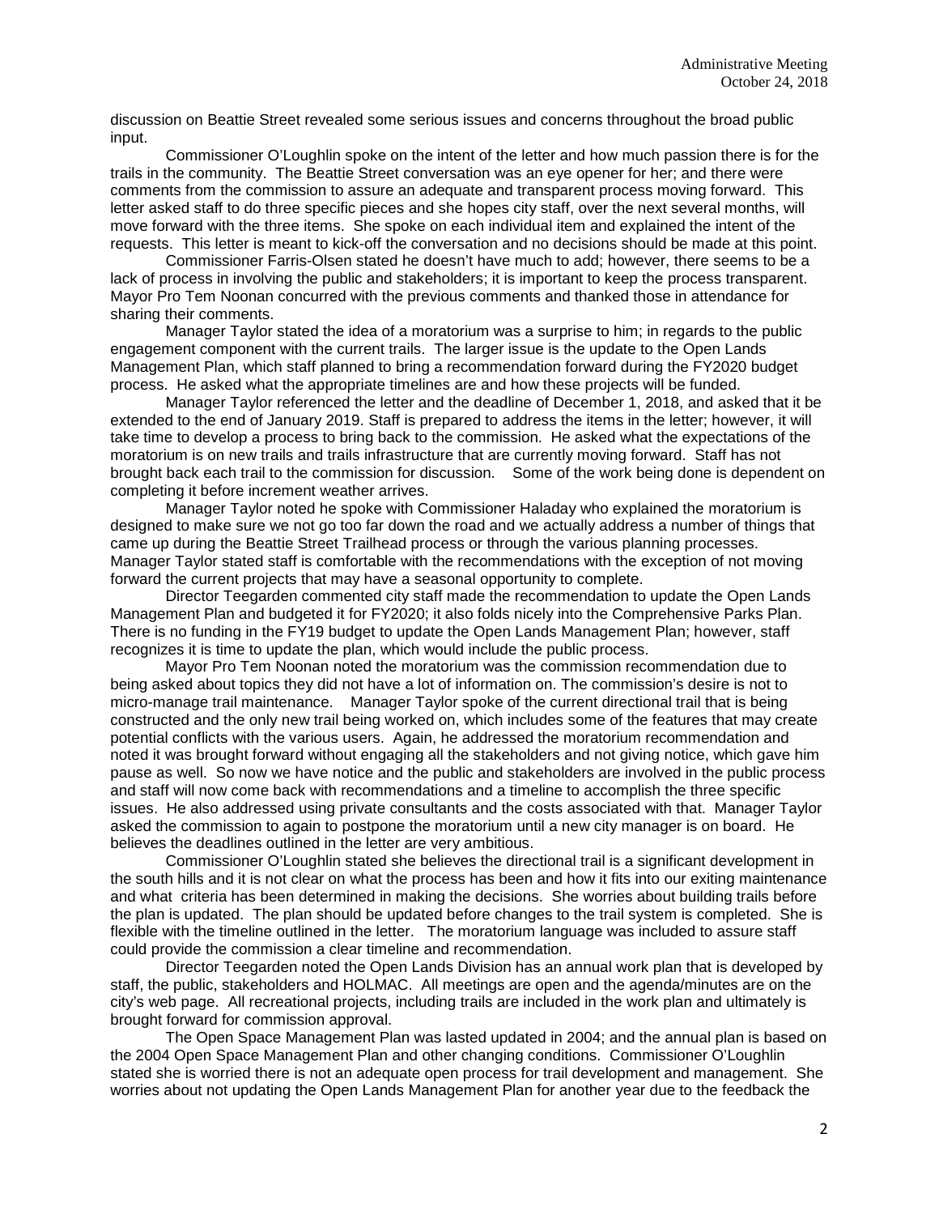discussion on Beattie Street revealed some serious issues and concerns throughout the broad public input.

Commissioner O'Loughlin spoke on the intent of the letter and how much passion there is for the trails in the community. The Beattie Street conversation was an eye opener for her; and there were comments from the commission to assure an adequate and transparent process moving forward. This letter asked staff to do three specific pieces and she hopes city staff, over the next several months, will move forward with the three items. She spoke on each individual item and explained the intent of the requests. This letter is meant to kick-off the conversation and no decisions should be made at this point.

Commissioner Farris-Olsen stated he doesn't have much to add; however, there seems to be a lack of process in involving the public and stakeholders; it is important to keep the process transparent. Mayor Pro Tem Noonan concurred with the previous comments and thanked those in attendance for sharing their comments.

Manager Taylor stated the idea of a moratorium was a surprise to him; in regards to the public engagement component with the current trails. The larger issue is the update to the Open Lands Management Plan, which staff planned to bring a recommendation forward during the FY2020 budget process. He asked what the appropriate timelines are and how these projects will be funded.

Manager Taylor referenced the letter and the deadline of December 1, 2018, and asked that it be extended to the end of January 2019. Staff is prepared to address the items in the letter; however, it will take time to develop a process to bring back to the commission. He asked what the expectations of the moratorium is on new trails and trails infrastructure that are currently moving forward. Staff has not brought back each trail to the commission for discussion. Some of the work being done is dependent on completing it before increment weather arrives.

Manager Taylor noted he spoke with Commissioner Haladay who explained the moratorium is designed to make sure we not go too far down the road and we actually address a number of things that came up during the Beattie Street Trailhead process or through the various planning processes. Manager Taylor stated staff is comfortable with the recommendations with the exception of not moving forward the current projects that may have a seasonal opportunity to complete.

Director Teegarden commented city staff made the recommendation to update the Open Lands Management Plan and budgeted it for FY2020; it also folds nicely into the Comprehensive Parks Plan. There is no funding in the FY19 budget to update the Open Lands Management Plan; however, staff recognizes it is time to update the plan, which would include the public process.

Mayor Pro Tem Noonan noted the moratorium was the commission recommendation due to being asked about topics they did not have a lot of information on. The commission's desire is not to micro-manage trail maintenance. Manager Taylor spoke of the current directional trail that is being constructed and the only new trail being worked on, which includes some of the features that may create potential conflicts with the various users. Again, he addressed the moratorium recommendation and noted it was brought forward without engaging all the stakeholders and not giving notice, which gave him pause as well. So now we have notice and the public and stakeholders are involved in the public process and staff will now come back with recommendations and a timeline to accomplish the three specific issues. He also addressed using private consultants and the costs associated with that. Manager Taylor asked the commission to again to postpone the moratorium until a new city manager is on board. He believes the deadlines outlined in the letter are very ambitious.

Commissioner O'Loughlin stated she believes the directional trail is a significant development in the south hills and it is not clear on what the process has been and how it fits into our exiting maintenance and what criteria has been determined in making the decisions. She worries about building trails before the plan is updated. The plan should be updated before changes to the trail system is completed. She is flexible with the timeline outlined in the letter. The moratorium language was included to assure staff could provide the commission a clear timeline and recommendation.

Director Teegarden noted the Open Lands Division has an annual work plan that is developed by staff, the public, stakeholders and HOLMAC. All meetings are open and the agenda/minutes are on the city's web page. All recreational projects, including trails are included in the work plan and ultimately is brought forward for commission approval.

The Open Space Management Plan was lasted updated in 2004; and the annual plan is based on the 2004 Open Space Management Plan and other changing conditions. Commissioner O'Loughlin stated she is worried there is not an adequate open process for trail development and management. She worries about not updating the Open Lands Management Plan for another year due to the feedback the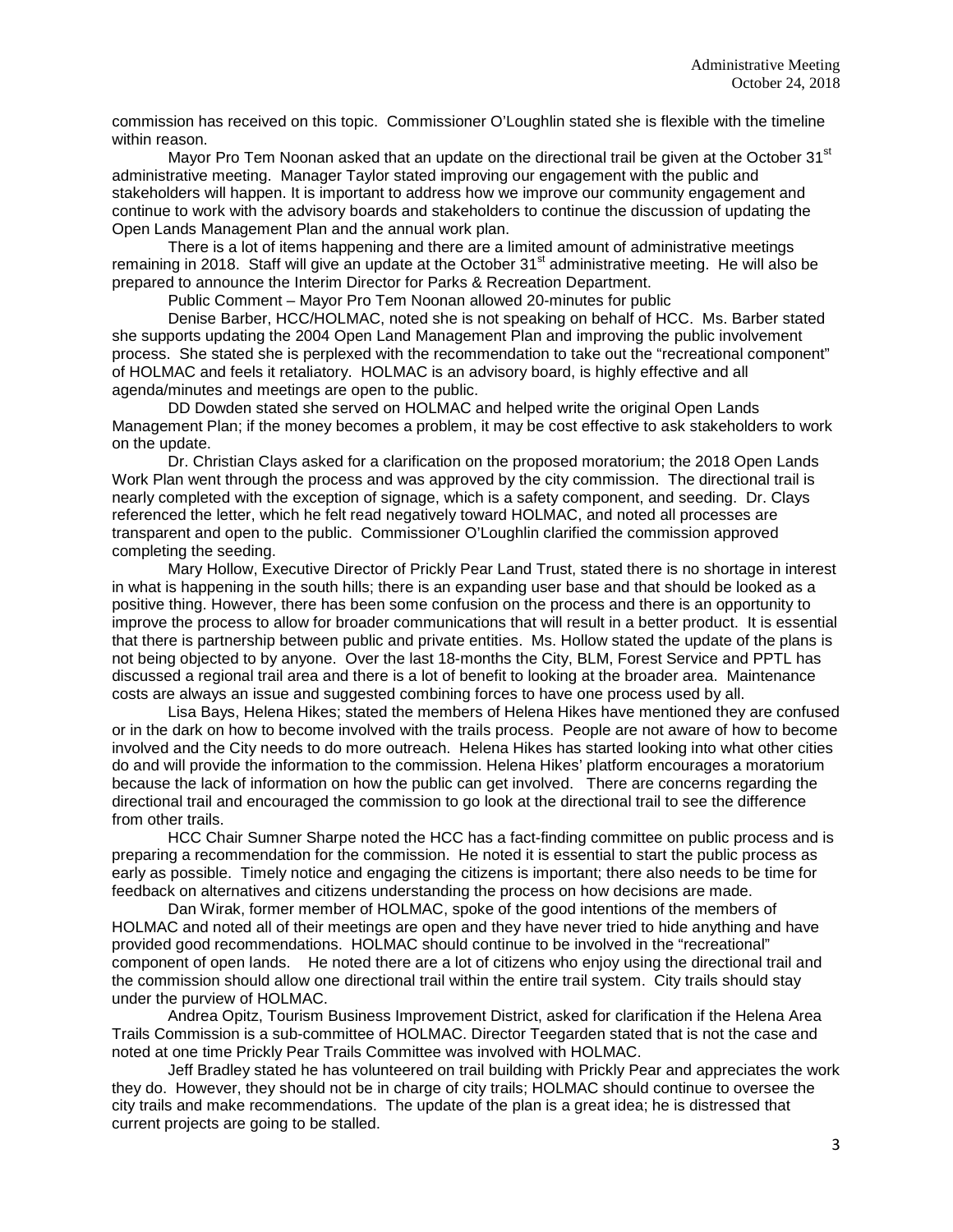commission has received on this topic. Commissioner O'Loughlin stated she is flexible with the timeline within reason.

Mayor Pro Tem Noonan asked that an update on the directional trail be given at the October 31st administrative meeting. Manager Taylor stated improving our engagement with the public and stakeholders will happen. It is important to address how we improve our community engagement and continue to work with the advisory boards and stakeholders to continue the discussion of updating the Open Lands Management Plan and the annual work plan.

There is a lot of items happening and there are a limited amount of administrative meetings remaining in 2018. Staff will give an update at the October 31st administrative meeting. He will also be prepared to announce the Interim Director for Parks & Recreation Department.

Public Comment – Mayor Pro Tem Noonan allowed 20-minutes for public

Denise Barber, HCC/HOLMAC, noted she is not speaking on behalf of HCC. Ms. Barber stated she supports updating the 2004 Open Land Management Plan and improving the public involvement process. She stated she is perplexed with the recommendation to take out the "recreational component" of HOLMAC and feels it retaliatory. HOLMAC is an advisory board, is highly effective and all agenda/minutes and meetings are open to the public.

DD Dowden stated she served on HOLMAC and helped write the original Open Lands Management Plan; if the money becomes a problem, it may be cost effective to ask stakeholders to work on the update.

Dr. Christian Clays asked for a clarification on the proposed moratorium; the 2018 Open Lands Work Plan went through the process and was approved by the city commission. The directional trail is nearly completed with the exception of signage, which is a safety component, and seeding. Dr. Clays referenced the letter, which he felt read negatively toward HOLMAC, and noted all processes are transparent and open to the public. Commissioner O'Loughlin clarified the commission approved completing the seeding.

Mary Hollow, Executive Director of Prickly Pear Land Trust, stated there is no shortage in interest in what is happening in the south hills; there is an expanding user base and that should be looked as a positive thing. However, there has been some confusion on the process and there is an opportunity to improve the process to allow for broader communications that will result in a better product. It is essential that there is partnership between public and private entities. Ms. Hollow stated the update of the plans is not being objected to by anyone. Over the last 18-months the City, BLM, Forest Service and PPTL has discussed a regional trail area and there is a lot of benefit to looking at the broader area. Maintenance costs are always an issue and suggested combining forces to have one process used by all.

Lisa Bays, Helena Hikes; stated the members of Helena Hikes have mentioned they are confused or in the dark on how to become involved with the trails process. People are not aware of how to become involved and the City needs to do more outreach. Helena Hikes has started looking into what other cities do and will provide the information to the commission. Helena Hikes' platform encourages a moratorium because the lack of information on how the public can get involved. There are concerns regarding the directional trail and encouraged the commission to go look at the directional trail to see the difference from other trails.

HCC Chair Sumner Sharpe noted the HCC has a fact-finding committee on public process and is preparing a recommendation for the commission. He noted it is essential to start the public process as early as possible. Timely notice and engaging the citizens is important; there also needs to be time for feedback on alternatives and citizens understanding the process on how decisions are made.

Dan Wirak, former member of HOLMAC, spoke of the good intentions of the members of HOLMAC and noted all of their meetings are open and they have never tried to hide anything and have provided good recommendations. HOLMAC should continue to be involved in the "recreational" component of open lands. He noted there are a lot of citizens who enjoy using the directional trail and the commission should allow one directional trail within the entire trail system. City trails should stay under the purview of HOLMAC.

Andrea Opitz, Tourism Business Improvement District, asked for clarification if the Helena Area Trails Commission is a sub-committee of HOLMAC. Director Teegarden stated that is not the case and noted at one time Prickly Pear Trails Committee was involved with HOLMAC.

Jeff Bradley stated he has volunteered on trail building with Prickly Pear and appreciates the work they do. However, they should not be in charge of city trails; HOLMAC should continue to oversee the city trails and make recommendations. The update of the plan is a great idea; he is distressed that current projects are going to be stalled.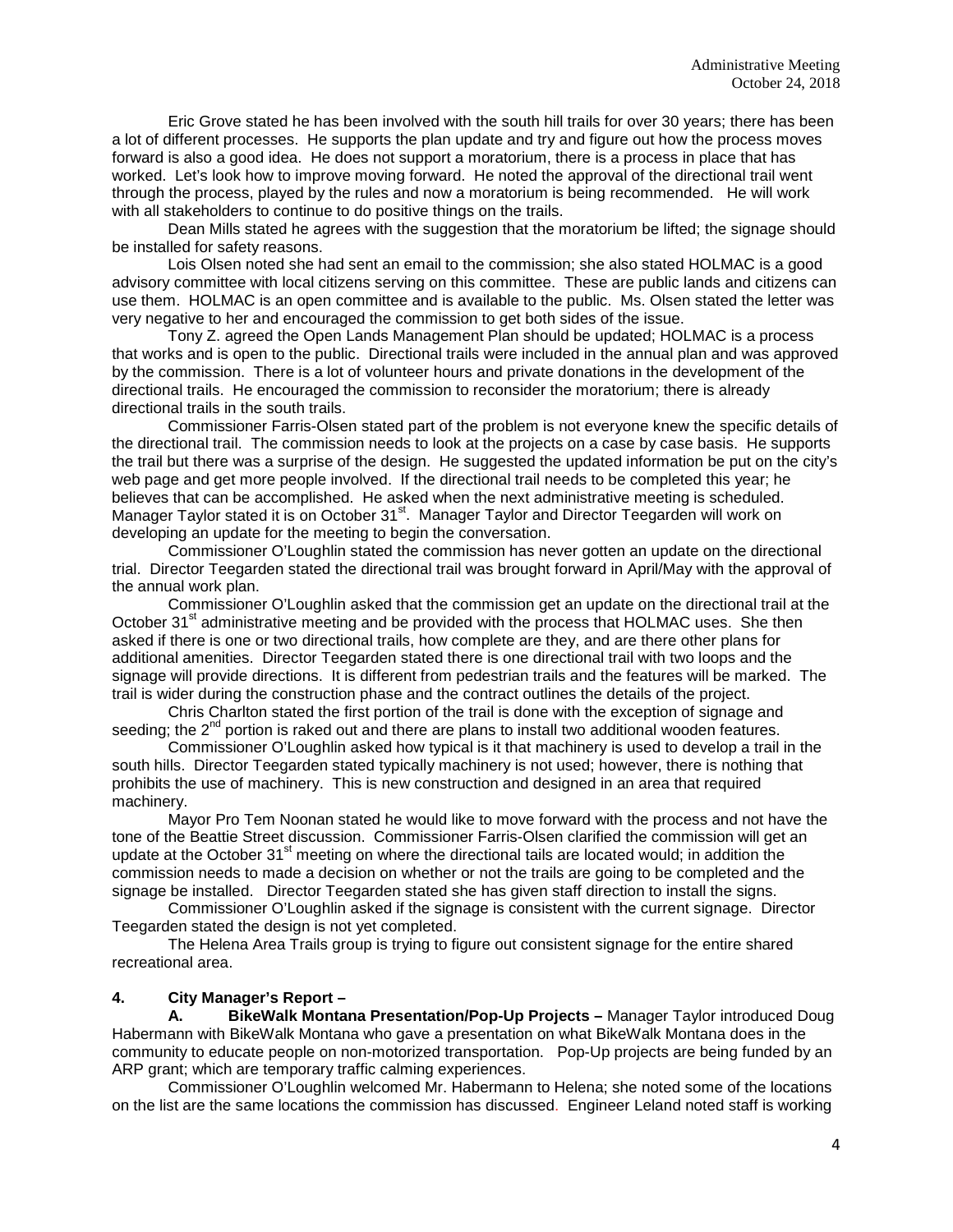Eric Grove stated he has been involved with the south hill trails for over 30 years; there has been a lot of different processes. He supports the plan update and try and figure out how the process moves forward is also a good idea. He does not support a moratorium, there is a process in place that has worked. Let's look how to improve moving forward. He noted the approval of the directional trail went through the process, played by the rules and now a moratorium is being recommended. He will work with all stakeholders to continue to do positive things on the trails.

Dean Mills stated he agrees with the suggestion that the moratorium be lifted; the signage should be installed for safety reasons.

Lois Olsen noted she had sent an email to the commission; she also stated HOLMAC is a good advisory committee with local citizens serving on this committee. These are public lands and citizens can use them. HOLMAC is an open committee and is available to the public. Ms. Olsen stated the letter was very negative to her and encouraged the commission to get both sides of the issue.

Tony Z. agreed the Open Lands Management Plan should be updated; HOLMAC is a process that works and is open to the public. Directional trails were included in the annual plan and was approved by the commission. There is a lot of volunteer hours and private donations in the development of the directional trails. He encouraged the commission to reconsider the moratorium; there is already directional trails in the south trails.

Commissioner Farris-Olsen stated part of the problem is not everyone knew the specific details of the directional trail. The commission needs to look at the projects on a case by case basis. He supports the trail but there was a surprise of the design. He suggested the updated information be put on the city's web page and get more people involved. If the directional trail needs to be completed this year; he believes that can be accomplished. He asked when the next administrative meeting is scheduled. Manager Taylor stated it is on October 31st. Manager Taylor and Director Teegarden will work on developing an update for the meeting to begin the conversation.

Commissioner O'Loughlin stated the commission has never gotten an update on the directional trial. Director Teegarden stated the directional trail was brought forward in April/May with the approval of the annual work plan.

Commissioner O'Loughlin asked that the commission get an update on the directional trail at the October 31st administrative meeting and be provided with the process that HOLMAC uses. She then asked if there is one or two directional trails, how complete are they, and are there other plans for additional amenities. Director Teegarden stated there is one directional trail with two loops and the signage will provide directions. It is different from pedestrian trails and the features will be marked. The trail is wider during the construction phase and the contract outlines the details of the project.

Chris Charlton stated the first portion of the trail is done with the exception of signage and seeding; the 2nd portion is raked out and there are plans to install two additional wooden features.

Commissioner O'Loughlin asked how typical is it that machinery is used to develop a trail in the south hills. Director Teegarden stated typically machinery is not used; however, there is nothing that prohibits the use of machinery. This is new construction and designed in an area that required machinery.

Mayor Pro Tem Noonan stated he would like to move forward with the process and not have the tone of the Beattie Street discussion. Commissioner Farris-Olsen clarified the commission will get an update at the October 31st meeting on where the directional tails are located would; in addition the commission needs to made a decision on whether or not the trails are going to be completed and the signage be installed. Director Teegarden stated she has given staff direction to install the signs.

Commissioner O'Loughlin asked if the signage is consistent with the current signage. Director Teegarden stated the design is not yet completed.

The Helena Area Trails group is trying to figure out consistent signage for the entire shared recreational area.

**4. City Manager's Report –**

**A. BikeWalk Montana Presentation/Pop-Up Projects –** Manager Taylor introduced Doug Habermann with BikeWalk Montana who gave a presentation on what BikeWalk Montana does in the community to educate people on non-motorized transportation. Pop-Up projects are being funded by an ARP grant; which are temporary traffic calming experiences.

Commissioner O'Loughlin welcomed Mr. Habermann to Helena; she noted some of the locations on the list are the same locations the commission has discussed. Engineer Leland noted staff is working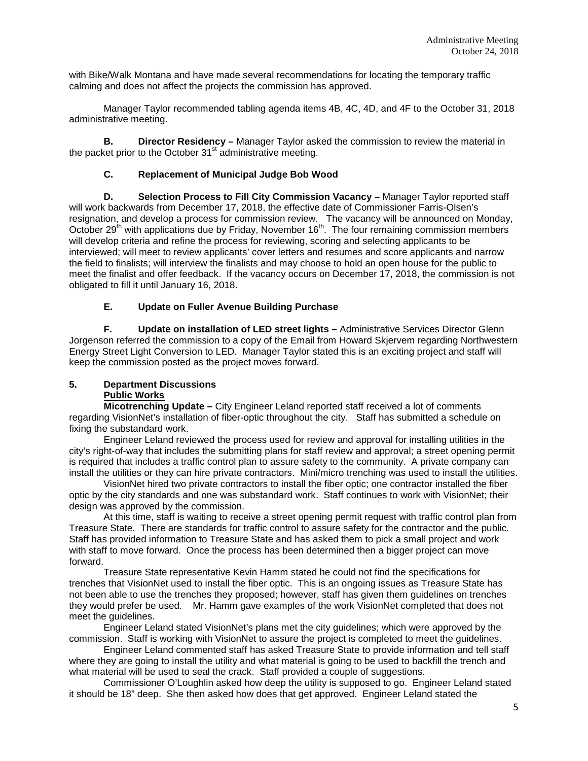with Bike/Walk Montana and have made several recommendations for locating the temporary traffic calming and does not affect the projects the commission has approved.

Manager Taylor recommended tabling agenda items 4B, 4C, 4D, and 4F to the October 31, 2018 administrative meeting.

**B. Director Residency –** Manager Taylor asked the commission to review the material in the packet prior to the October 31st administrative meeting.

**C. Replacement of Municipal Judge Bob Wood**

**D. Selection Process to Fill City Commission Vacancy –** Manager Taylor reported staff will work backwards from December 17, 2018, the effective date of Commissioner Farris-Olsen's resignation, and develop a process for commission review. The vacancy will be announced on Monday, October 29th with applications due by Friday, November 16th. The four remaining commission members will develop criteria and refine the process for reviewing, scoring and selecting applicants to be interviewed; will meet to review applicants' cover letters and resumes and score applicants and narrow the field to finalists; will interview the finalists and may choose to hold an open house for the public to meet the finalist and offer feedback. If the vacancy occurs on December 17, 2018, the commission is not obligated to fill it until January 16, 2018.

**E. Update on Fuller Avenue Building Purchase**

**F. Update on installation of LED street lights –** Administrative Services Director Glenn Jorgenson referred the commission to a copy of the Email from Howard Skjervem regarding Northwestern Energy Street Light Conversion to LED. Manager Taylor stated this is an exciting project and staff will keep the commission posted as the project moves forward.

**5. Department Discussions**

**Public Works**

**Micotrenching Update –** City Engineer Leland reported staff received a lot of comments regarding VisionNet's installation of fiber-optic throughout the city. Staff has submitted a schedule on fixing the substandard work.

Engineer Leland reviewed the process used for review and approval for installing utilities in the city's right-of-way that includes the submitting plans for staff review and approval; a street opening permit is required that includes a traffic control plan to assure safety to the community. A private company can install the utilities or they can hire private contractors. Mini/micro trenching was used to install the utilities.

VisionNet hired two private contractors to install the fiber optic; one contractor installed the fiber optic by the city standards and one was substandard work. Staff continues to work with VisionNet; their design was approved by the commission.

At this time, staff is waiting to receive a street opening permit request with traffic control plan from Treasure State. There are standards for traffic control to assure safety for the contractor and the public. Staff has provided information to Treasure State and has asked them to pick a small project and work with staff to move forward. Once the process has been determined then a bigger project can move forward.

Treasure State representative Kevin Hamm stated he could not find the specifications for trenches that VisionNet used to install the fiber optic. This is an ongoing issues as Treasure State has not been able to use the trenches they proposed; however, staff has given them guidelines on trenches they would prefer be used. Mr. Hamm gave examples of the work VisionNet completed that does not meet the guidelines.

Engineer Leland stated VisionNet's plans met the city guidelines; which were approved by the commission. Staff is working with VisionNet to assure the project is completed to meet the guidelines.

Engineer Leland commented staff has asked Treasure State to provide information and tell staff where they are going to install the utility and what material is going to be used to backfill the trench and what material will be used to seal the crack. Staff provided a couple of suggestions.

Commissioner O'Loughlin asked how deep the utility is supposed to go. Engineer Leland stated it should be 18" deep. She then asked how does that get approved. Engineer Leland stated the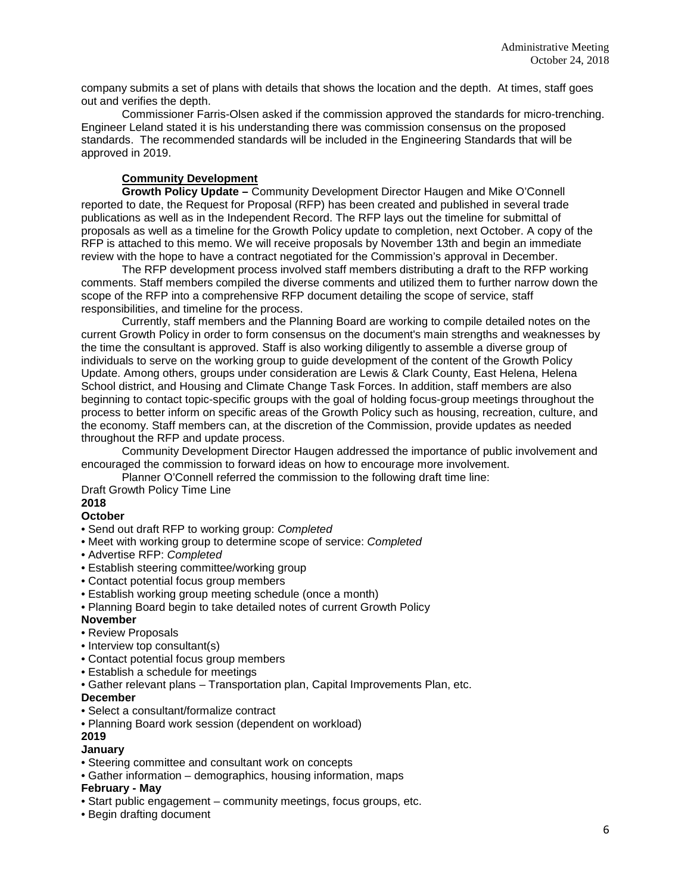company submits a set of plans with details that shows the location and the depth. At times, staff goes out and verifies the depth.

Commissioner Farris-Olsen asked if the commission approved the standards for micro-trenching. Engineer Leland stated it is his understanding there was commission consensus on the proposed standards. The recommended standards will be included in the Engineering Standards that will be approved in 2019.

**Community Development**

**Growth Policy Update –** Community Development Director Haugen and Mike O'Connell reported to date, the Request for Proposal (RFP) has been created and published in several trade publications as well as in the Independent Record. The RFP lays out the timeline for submittal of proposals as well as a timeline for the Growth Policy update to completion, next October. A copy of the RFP is attached to this memo. We will receive proposals by November 13th and begin an immediate review with the hope to have a contract negotiated for the Commission's approval in December.

The RFP development process involved staff members distributing a draft to the RFP working comments. Staff members compiled the diverse comments and utilized them to further narrow down the scope of the RFP into a comprehensive RFP document detailing the scope of service, staff responsibilities, and timeline for the process.

Currently, staff members and the Planning Board are working to compile detailed notes on the current Growth Policy in order to form consensus on the document's main strengths and weaknesses by the time the consultant is approved. Staff is also working diligently to assemble a diverse group of individuals to serve on the working group to guide development of the content of the Growth Policy Update. Among others, groups under consideration are Lewis & Clark County, East Helena, Helena School district, and Housing and Climate Change Task Forces. In addition, staff members are also beginning to contact topic-specific groups with the goal of holding focus-group meetings throughout the process to better inform on specific areas of the Growth Policy such as housing, recreation, culture, and the economy. Staff members can, at the discretion of the Commission, provide updates as needed throughout the RFP and update process.

Community Development Director Haugen addressed the importance of public involvement and encouraged the commission to forward ideas on how to encourage more involvement.

Planner O'Connell referred the commission to the following draft time line:

Draft Growth Policy Time Line

**2018**

**October**

- Send out draft RFP to working group: *Completed*
- Meet with working group to determine scope of service: *Completed*
- Advertise RFP: *Completed*
- Establish steering committee/working group
- Contact potential focus group members
- Establish working group meeting schedule (once a month)
- Planning Board begin to take detailed notes of current Growth Policy

**November**

- Review Proposals
- Interview top consultant(s)
- Contact potential focus group members
- Establish a schedule for meetings
- Gather relevant plans – Transportation plan, Capital Improvements Plan, etc.

**December**

- Select a consultant/formalize contract
- Planning Board work session (dependent on workload)

**2019**

**January**

- Steering committee and consultant work on concepts
- Gather information – demographics, housing information, maps

**February - May**

- Start public engagement – community meetings, focus groups, etc.
- Begin drafting document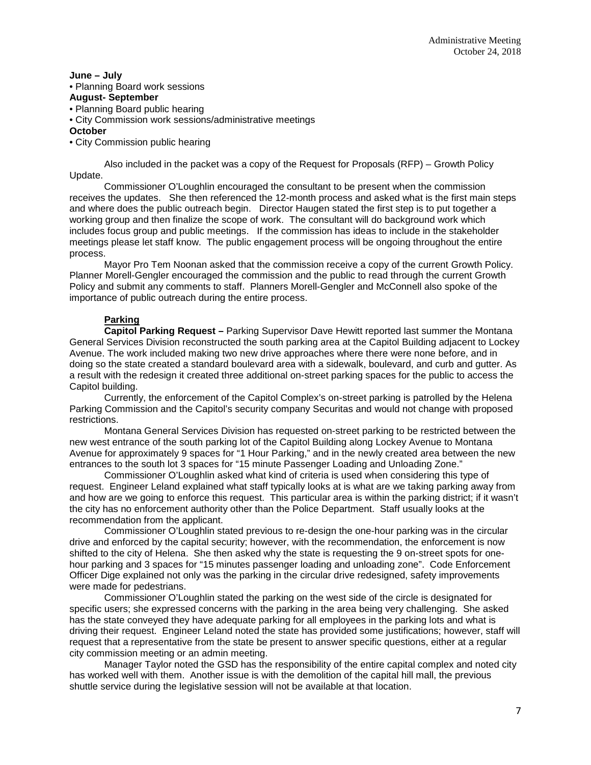**June – July**

- Planning Board work sessions

**August- September**

- Planning Board public hearing
- City Commission work sessions/administrative meetings

**October**

- City Commission public hearing

Also included in the packet was a copy of the Request for Proposals (RFP) – Growth Policy Update.

Commissioner O'Loughlin encouraged the consultant to be present when the commission receives the updates. She then referenced the 12-month process and asked what is the first main steps and where does the public outreach begin. Director Haugen stated the first step is to put together a working group and then finalize the scope of work. The consultant will do background work which includes focus group and public meetings. If the commission has ideas to include in the stakeholder meetings please let staff know. The public engagement process will be ongoing throughout the entire process.

Mayor Pro Tem Noonan asked that the commission receive a copy of the current Growth Policy. Planner Morell-Gengler encouraged the commission and the public to read through the current Growth Policy and submit any comments to staff. Planners Morell-Gengler and McConnell also spoke of the importance of public outreach during the entire process.

## Parking

**Capitol Parking Request –** Parking Supervisor Dave Hewitt reported last summer the Montana General Services Division reconstructed the south parking area at the Capitol Building adjacent to Lockey Avenue. The work included making two new drive approaches where there were none before, and in doing so the state created a standard boulevard area with a sidewalk, boulevard, and curb and gutter. As a result with the redesign it created three additional on-street parking spaces for the public to access the Capitol building.

Currently, the enforcement of the Capitol Complex's on-street parking is patrolled by the Helena Parking Commission and the Capitol's security company Securitas and would not change with proposed restrictions.

Montana General Services Division has requested on-street parking to be restricted between the new west entrance of the south parking lot of the Capitol Building along Lockey Avenue to Montana Avenue for approximately 9 spaces for "1 Hour Parking," and in the newly created area between the new entrances to the south lot 3 spaces for "15 minute Passenger Loading and Unloading Zone."

Commissioner O'Loughlin asked what kind of criteria is used when considering this type of request. Engineer Leland explained what staff typically looks at is what are we taking parking away from and how are we going to enforce this request. This particular area is within the parking district; if it wasn't the city has no enforcement authority other than the Police Department. Staff usually looks at the recommendation from the applicant.

Commissioner O'Loughlin stated previous to re-design the one-hour parking was in the circular drive and enforced by the capital security; however, with the recommendation, the enforcement is now shifted to the city of Helena. She then asked why the state is requesting the 9 on-street spots for one-hour parking and 3 spaces for "15 minutes passenger loading and unloading zone". Code Enforcement Officer Dige explained not only was the parking in the circular drive redesigned, safety improvements were made for pedestrians.

Commissioner O'Loughlin stated the parking on the west side of the circle is designated for specific users; she expressed concerns with the parking in the area being very challenging. She asked has the state conveyed they have adequate parking for all employees in the parking lots and what is driving their request. Engineer Leland noted the state has provided some justifications; however, staff will request that a representative from the state be present to answer specific questions, either at a regular city commission meeting or an admin meeting.

Manager Taylor noted the GSD has the responsibility of the entire capital complex and noted city has worked well with them. Another issue is with the demolition of the capital hill mall, the previous shuttle service during the legislative session will not be available at that location.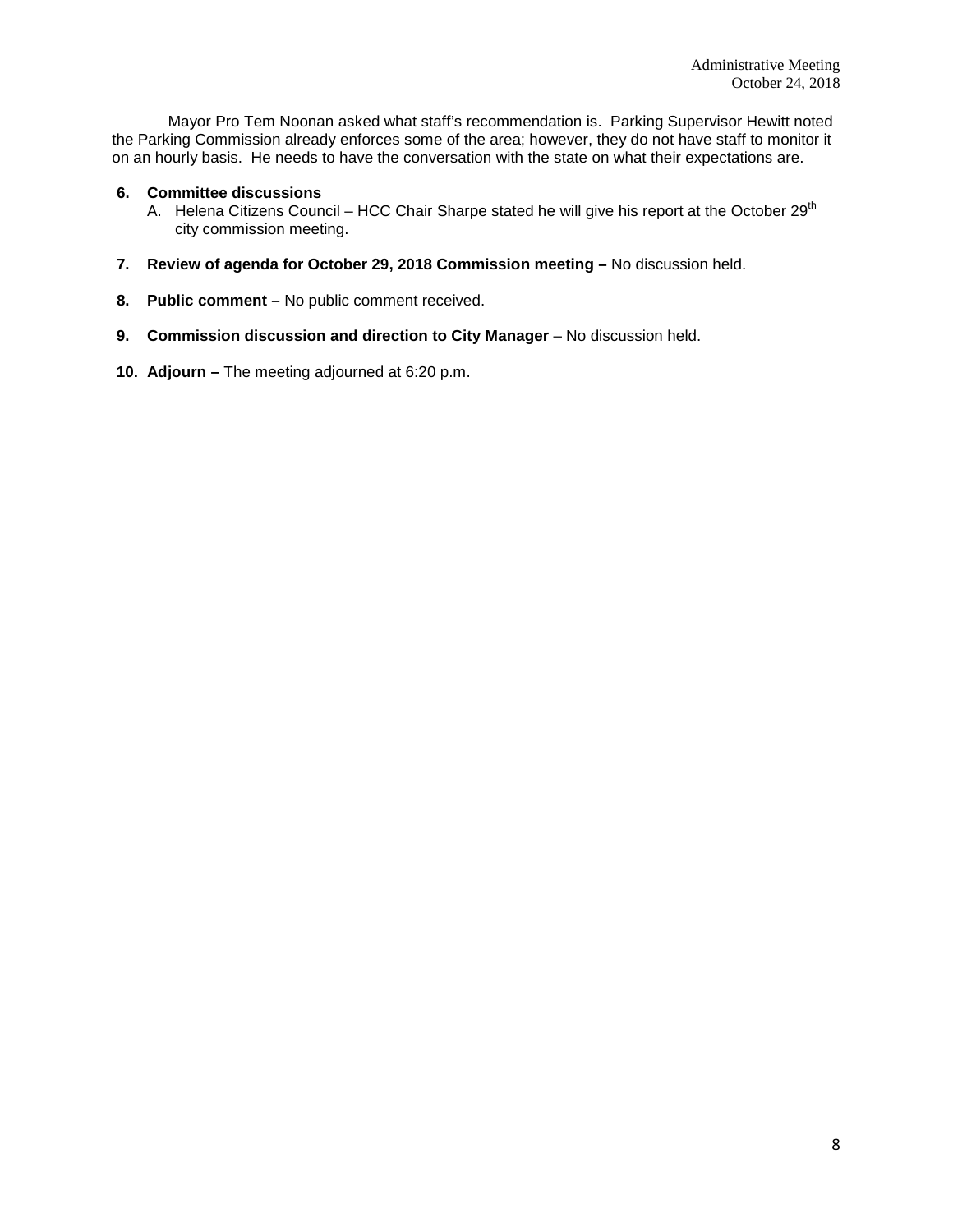Mayor Pro Tem Noonan asked what staff's recommendation is. Parking Supervisor Hewitt noted the Parking Commission already enforces some of the area; however, they do not have staff to monitor it on an hourly basis. He needs to have the conversation with the state on what their expectations are.

6. **Committee discussions**
   A. Helena Citizens Council – HCC Chair Sharpe stated he will give his report at the October 29th city commission meeting.

7. **Review of agenda for October 29, 2018 Commission meeting –** No discussion held.

8. **Public comment –** No public comment received.

9. **Commission discussion and direction to City Manager** – No discussion held.

10. **Adjourn –** The meeting adjourned at 6:20 p.m.